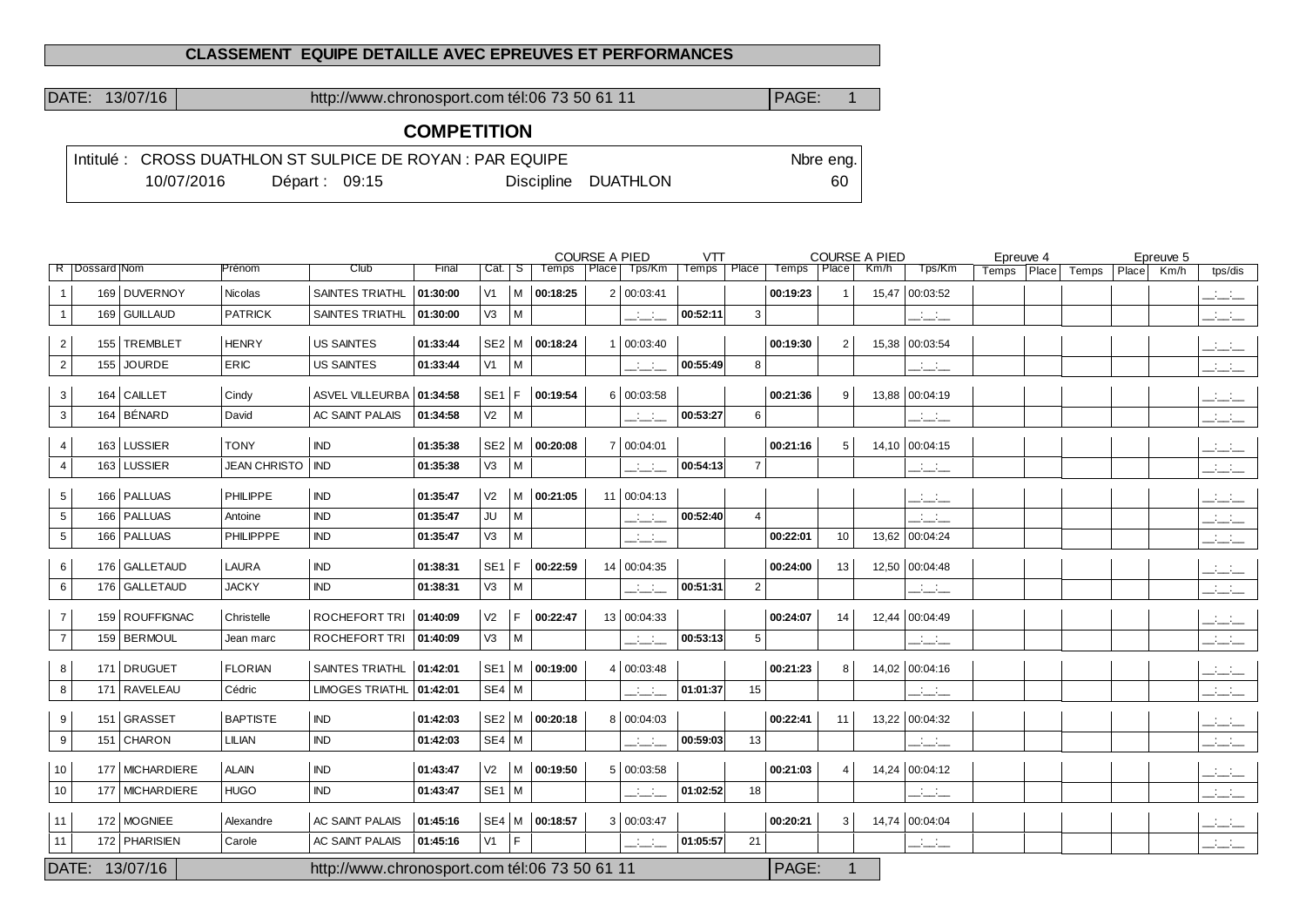# CLASSEMENT EQUIPE DETAILLE AVEC EPREUVES ET PERFORMANCES

DATE: 13/07/16 | http://www.chronosport.com tél:06 73 50 61 11 | PAGE: 1

## COMPETITION

Intitulé : CROSS DUATHLON ST SULPICE DE ROYAN : PAR EQUIPE — Nbre eng. 60

10/07/2016 — Départ : 09:15 — Discipline DUATHLON

| | | | | | | | | COURSE A PIED | | | VTT | | COURSE A PIED | | | | Epreuve 4 | | Epreuve 5 | | | |
|---|---|---|---|---|---|---|---|---|---|---|---|---|---|---|---|---|---|---|---|---|---|---|
| R | Dossard | Nom | Prénom | Club | Final | Cat. | S | Temps | Place | Tps/Km | Temps | Place | Temps | Place | Km/h | Tps/Km | Temps | Place | Temps | Place | Km/h | tps/dis |
| 1 | 169 | DUVERNOY | Nicolas | SAINTES TRIATHL | 01:30:00 | V1 | M | 00:18:25 | 2 | 00:03:41 | | | 00:19:23 | 1 | 15,47 | 00:03:52 | | | | | | __:__:__ |
| 1 | 169 | GUILLAUD | PATRICK | SAINTES TRIATHL | 01:30:00 | V3 | M | | | __:__:__ | 00:52:11 | 3 | | | | __:__:__ | | | | | | __:__:__ |
| 2 | 155 | TREMBLET | HENRY | US SAINTES | 01:33:44 | SE2 | M | 00:18:24 | 1 | 00:03:40 | | | 00:19:30 | 2 | 15,38 | 00:03:54 | | | | | | __:__:__ |
| 2 | 155 | JOURDE | ERIC | US SAINTES | 01:33:44 | V1 | M | | | __:__:__ | 00:55:49 | 8 | | | | __:__:__ | | | | | | __:__:__ |
| 3 | 164 | CAILLET | Cindy | ASVEL VILLEURBA | 01:34:58 | SE1 | F | 00:19:54 | 6 | 00:03:58 | | | 00:21:36 | 9 | 13,88 | 00:04:19 | | | | | | __:__:__ |
| 3 | 164 | BÉNARD | David | AC SAINT PALAIS | 01:34:58 | V2 | M | | | __:__:__ | 00:53:27 | 6 | | | | __:__:__ | | | | | | __:__:__ |
| 4 | 163 | LUSSIER | TONY | IND | 01:35:38 | SE2 | M | 00:20:08 | 7 | 00:04:01 | | | 00:21:16 | 5 | 14,10 | 00:04:15 | | | | | | __:__:__ |
| 4 | 163 | LUSSIER | JEAN CHRISTO | IND | 01:35:38 | V3 | M | | | __:__:__ | 00:54:13 | 7 | | | | __:__:__ | | | | | | __:__:__ |
| 5 | 166 | PALLUAS | PHILIPPE | IND | 01:35:47 | V2 | M | 00:21:05 | 11 | 00:04:13 | | | | | | __:__:__ | | | | | | __:__:__ |
| 5 | 166 | PALLUAS | Antoine | IND | 01:35:47 | JU | M | | | __:__:__ | 00:52:40 | 4 | | | | __:__:__ | | | | | | __:__:__ |
| 5 | 166 | PALLUAS | PHILIPPPE | IND | 01:35:47 | V3 | M | | | __:__:__ | | | 00:22:01 | 10 | 13,62 | 00:04:24 | | | | | | __:__:__ |
| 6 | 176 | GALLETAUD | LAURA | IND | 01:38:31 | SE1 | F | 00:22:59 | 14 | 00:04:35 | | | 00:24:00 | 13 | 12,50 | 00:04:48 | | | | | | __:__:__ |
| 6 | 176 | GALLETAUD | JACKY | IND | 01:38:31 | V3 | M | | | __:__:__ | 00:51:31 | 2 | | | | __:__:__ | | | | | | __:__:__ |
| 7 | 159 | ROUFFIGNAC | Christelle | ROCHEFORT TRI | 01:40:09 | V2 | F | 00:22:47 | 13 | 00:04:33 | | | 00:24:07 | 14 | 12,44 | 00:04:49 | | | | | | __:__:__ |
| 7 | 159 | BERMOUL | Jean marc | ROCHEFORT TRI | 01:40:09 | V3 | M | | | __:__:__ | 00:53:13 | 5 | | | | __:__:__ | | | | | | __:__:__ |
| 8 | 171 | DRUGUET | FLORIAN | SAINTES TRIATHL | 01:42:01 | SE1 | M | 00:19:00 | 4 | 00:03:48 | | | 00:21:23 | 8 | 14,02 | 00:04:16 | | | | | | __:__:__ |
| 8 | 171 | RAVELEAU | Cédric | LIMOGES TRIATHL | 01:42:01 | SE4 | M | | | __:__:__ | 01:01:37 | 15 | | | | __:__:__ | | | | | | __:__:__ |
| 9 | 151 | GRASSET | BAPTISTE | IND | 01:42:03 | SE2 | M | 00:20:18 | 8 | 00:04:03 | | | 00:22:41 | 11 | 13,22 | 00:04:32 | | | | | | __:__:__ |
| 9 | 151 | CHARON | LILIAN | IND | 01:42:03 | SE4 | M | | | __:__:__ | 00:59:03 | 13 | | | | __:__:__ | | | | | | __:__:__ |
| 10 | 177 | MICHARDIERE | ALAIN | IND | 01:43:47 | V2 | M | 00:19:50 | 5 | 00:03:58 | | | 00:21:03 | 4 | 14,24 | 00:04:12 | | | | | | __:__:__ |
| 10 | 177 | MICHARDIERE | HUGO | IND | 01:43:47 | SE1 | M | | | __:__:__ | 01:02:52 | 18 | | | | __:__:__ | | | | | | __:__:__ |
| 11 | 172 | MOGNIEE | Alexandre | AC SAINT PALAIS | 01:45:16 | SE4 | M | 00:18:57 | 3 | 00:03:47 | | | 00:20:21 | 3 | 14,74 | 00:04:04 | | | | | | __:__:__ |
| 11 | 172 | PHARISIEN | Carole | AC SAINT PALAIS | 01:45:16 | V1 | F | | | __:__:__ | 01:05:57 | 21 | | | | __:__:__ | | | | | | __:__:__ |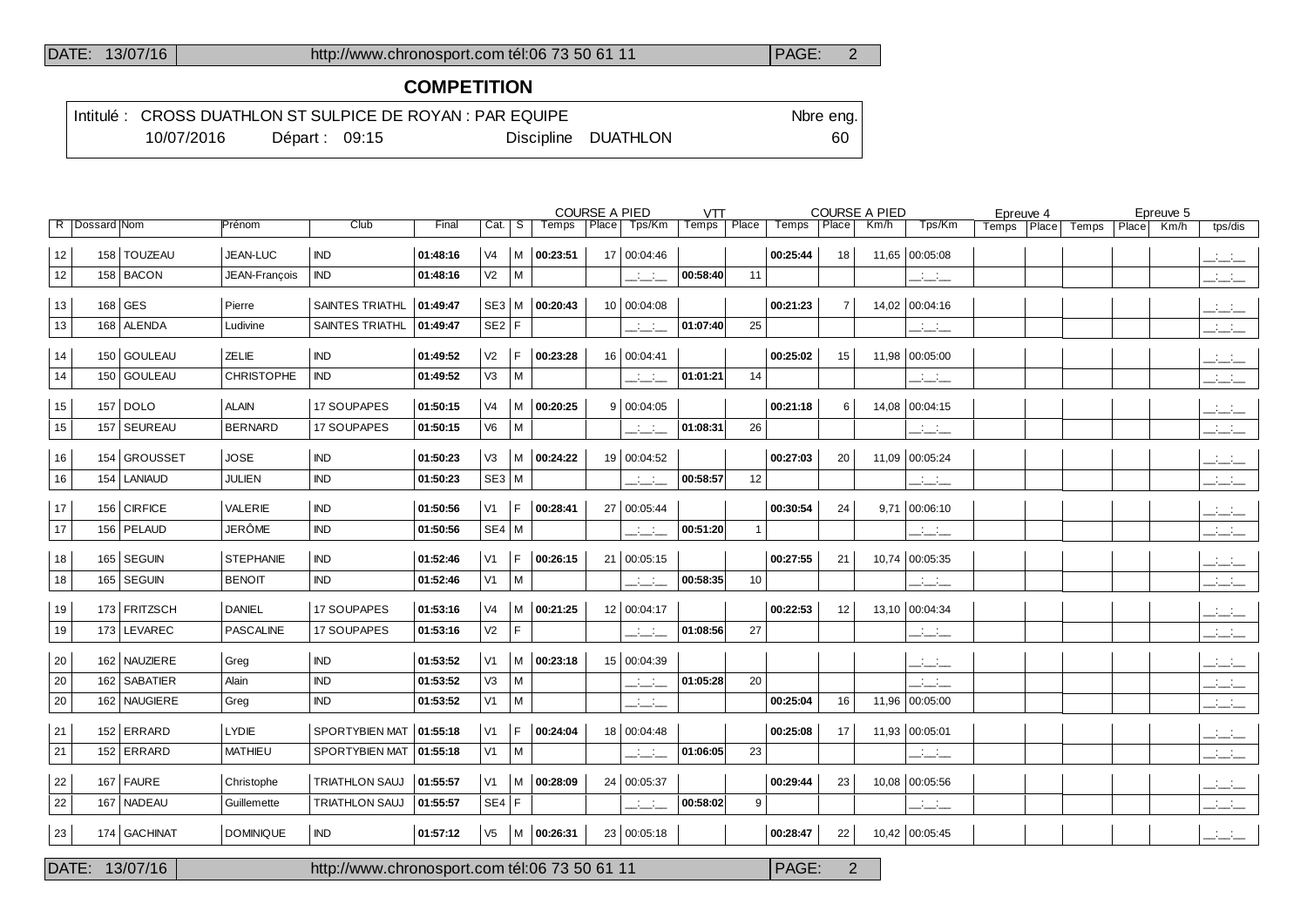## COMPETITION

Intitulé : CROSS DUATHLON ST SULPICE DE ROYAN : PAR EQUIPE — Nbre eng. 60

10/07/2016 — Départ : 09:15 — Discipline DUATHLON

| R | Dossard | Nom | Prénom | Club | Final | Cat. | S | COURSE A PIED Temps | Place | Tps/Km | VTT Temps | Place | COURSE A PIED Temps | Place | Km/h | Tps/Km | Epreuve 4 Temps | Place | Epreuve 5 Temps | Place | Km/h | tps/dis |
|---|---|---|---|---|---|---|---|---|---|---|---|---|---|---|---|---|---|---|---|---|---|---|
| 12 | 158 | TOUZEAU | JEAN-LUC | IND | **01:48:16** | V4 | M | **00:23:51** | 17 | 00:04:46 | | | **00:25:44** | 18 | 11,65 | 00:05:08 | | | | | | __:__:__ |
| 12 | 158 | BACON | JEAN-François | IND | **01:48:16** | V2 | M | | | __:__:__ | **00:58:40** | 11 | | | | __:__:__ | | | | | | __:__:__ |
| 13 | 168 | GES | Pierre | SAINTES TRIATHL | **01:49:47** | SE3 | M | **00:20:43** | 10 | 00:04:08 | | | **00:21:23** | 7 | 14,02 | 00:04:16 | | | | | | __:__:__ |
| 13 | 168 | ALENDA | Ludivine | SAINTES TRIATHL | **01:49:47** | SE2 | F | | | __:__:__ | **01:07:40** | 25 | | | | __:__:__ | | | | | | __:__:__ |
| 14 | 150 | GOULEAU | ZELIE | IND | **01:49:52** | V2 | F | **00:23:28** | 16 | 00:04:41 | | | **00:25:02** | 15 | 11,98 | 00:05:00 | | | | | | __:__:__ |
| 14 | 150 | GOULEAU | CHRISTOPHE | IND | **01:49:52** | V3 | M | | | __:__:__ | **01:01:21** | 14 | | | | __:__:__ | | | | | | __:__:__ |
| 15 | 157 | DOLO | ALAIN | 17 SOUPAPES | **01:50:15** | V4 | M | **00:20:25** | 9 | 00:04:05 | | | **00:21:18** | 6 | 14,08 | 00:04:15 | | | | | | __:__:__ |
| 15 | 157 | SEUREAU | BERNARD | 17 SOUPAPES | **01:50:15** | V6 | M | | | __:__:__ | **01:08:31** | 26 | | | | __:__:__ | | | | | | __:__:__ |
| 16 | 154 | GROUSSET | JOSE | IND | **01:50:23** | V3 | M | **00:24:22** | 19 | 00:04:52 | | | **00:27:03** | 20 | 11,09 | 00:05:24 | | | | | | __:__:__ |
| 16 | 154 | LANIAUD | JULIEN | IND | **01:50:23** | SE3 | M | | | __:__:__ | **00:58:57** | 12 | | | | __:__:__ | | | | | | __:__:__ |
| 17 | 156 | CIRFICE | VALERIE | IND | **01:50:56** | V1 | F | **00:28:41** | 27 | 00:05:44 | | | **00:30:54** | 24 | 9,71 | 00:06:10 | | | | | | __:__:__ |
| 17 | 156 | PELAUD | JERÔME | IND | **01:50:56** | SE4 | M | | | __:__:__ | **00:51:20** | 1 | | | | __:__:__ | | | | | | __:__:__ |
| 18 | 165 | SEGUIN | STEPHANIE | IND | **01:52:46** | V1 | F | **00:26:15** | 21 | 00:05:15 | | | **00:27:55** | 21 | 10,74 | 00:05:35 | | | | | | __:__:__ |
| 18 | 165 | SEGUIN | BENOIT | IND | **01:52:46** | V1 | M | | | __:__:__ | **00:58:35** | 10 | | | | __:__:__ | | | | | | __:__:__ |
| 19 | 173 | FRITZSCH | DANIEL | 17 SOUPAPES | **01:53:16** | V4 | M | **00:21:25** | 12 | 00:04:17 | | | **00:22:53** | 12 | 13,10 | 00:04:34 | | | | | | __:__:__ |
| 19 | 173 | LEVAREC | PASCALINE | 17 SOUPAPES | **01:53:16** | V2 | F | | | __:__:__ | **01:08:56** | 27 | | | | __:__:__ | | | | | | __:__:__ |
| 20 | 162 | NAUZIERE | Greg | IND | **01:53:52** | V1 | M | **00:23:18** | 15 | 00:04:39 | | | | | | __:__:__ | | | | | | __:__:__ |
| 20 | 162 | SABATIER | Alain | IND | **01:53:52** | V3 | M | | | __:__:__ | **01:05:28** | 20 | | | | __:__:__ | | | | | | __:__:__ |
| 20 | 162 | NAUGIERE | Greg | IND | **01:53:52** | V1 | M | | | __:__:__ | | | **00:25:04** | 16 | 11,96 | 00:05:00 | | | | | | __:__:__ |
| 21 | 152 | ERRARD | LYDIE | SPORTYBIEN MAT | **01:55:18** | V1 | F | **00:24:04** | 18 | 00:04:48 | | | **00:25:08** | 17 | 11,93 | 00:05:01 | | | | | | __:__:__ |
| 21 | 152 | ERRARD | MATHIEU | SPORTYBIEN MAT | **01:55:18** | V1 | M | | | __:__:__ | **01:06:05** | 23 | | | | __:__:__ | | | | | | __:__:__ |
| 22 | 167 | FAURE | Christophe | TRIATHLON SAUJ | **01:55:57** | V1 | M | **00:28:09** | 24 | 00:05:37 | | | **00:29:44** | 23 | 10,08 | 00:05:56 | | | | | | __:__:__ |
| 22 | 167 | NADEAU | Guillemette | TRIATHLON SAUJ | **01:55:57** | SE4 | F | | | __:__:__ | **00:58:02** | 9 | | | | __:__:__ | | | | | | __:__:__ |
| 23 | 174 | GACHINAT | DOMINIQUE | IND | **01:57:12** | V5 | M | **00:26:31** | 23 | 00:05:18 | | | **00:28:47** | 22 | 10,42 | 00:05:45 | | | | | | __:__:__ |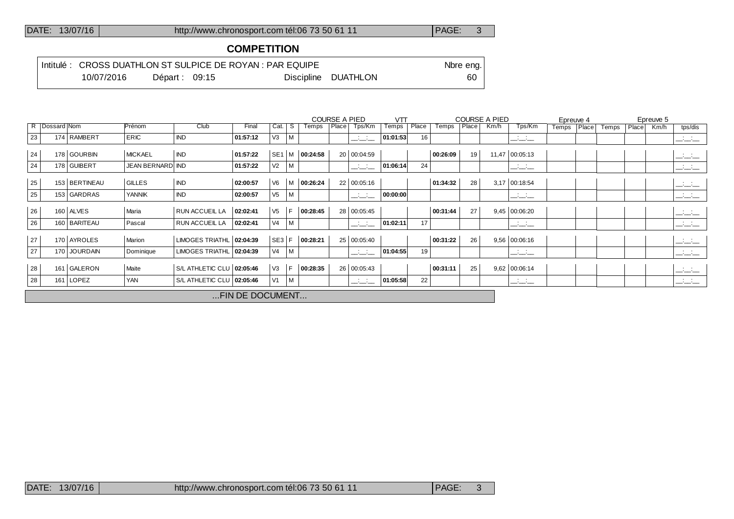## COMPETITION

Intitulé : CROSS DUATHLON ST SULPICE DE ROYAN : PAR EQUIPE — Nbre eng. 60

10/07/2016 — Départ : 09:15 — Discipline DUATHLON

| | | | | | | | | COURSE A PIED | | | VTT | | COURSE A PIED | | | | Epreuve 4 | | Epreuve 5 | | | |
|---|---|---|---|---|---|---|---|---|---|---|---|---|---|---|---|---|---|---|---|---|---|---|
| R | Dossard | Nom | Prénom | Club | Final | Cat. | S | Temps | Place | Tps/Km | Temps | Place | Temps | Place | Km/h | Tps/Km | Temps | Place | Temps | Place | Km/h | tps/dis |
| 23 | 174 | RAMBERT | ERIC | IND | 01:57:12 | V3 | M | | | __:__:__ | 01:01:53 | 16 | | | | __:__:__ | | | | | | __:__:__ |
| 24 | 178 | GOURBIN | MICKAEL | IND | 01:57:22 | SE1 | M | 00:24:58 | 20 | 00:04:59 | | | 00:26:09 | 19 | 11,47 | 00:05:13 | | | | | | __:__:__ |
| 24 | 178 | GUIBERT | JEAN BERNARD | IND | 01:57:22 | V2 | M | | | __:__:__ | 01:06:14 | 24 | | | | __:__:__ | | | | | | __:__:__ |
| 25 | 153 | BERTINEAU | GILLES | IND | 02:00:57 | V6 | M | 00:26:24 | 22 | 00:05:16 | | | 01:34:32 | 28 | 3,17 | 00:18:54 | | | | | | __:__:__ |
| 25 | 153 | GARDRAS | YANNIK | IND | 02:00:57 | V5 | M | | | __:__:__ | 00:00:00 | | | | | __:__:__ | | | | | | __:__:__ |
| 26 | 160 | ALVES | Maria | RUN ACCUEIL LA | 02:02:41 | V5 | F | 00:28:45 | 28 | 00:05:45 | | | 00:31:44 | 27 | 9,45 | 00:06:20 | | | | | | __:__:__ |
| 26 | 160 | BARITEAU | Pascal | RUN ACCUEIL LA | 02:02:41 | V4 | M | | | __:__:__ | 01:02:11 | 17 | | | | __:__:__ | | | | | | __:__:__ |
| 27 | 170 | AYROLES | Marion | LIMOGES TRIATHL | 02:04:39 | SE3 | F | 00:28:21 | 25 | 00:05:40 | | | 00:31:22 | 26 | 9,56 | 00:06:16 | | | | | | __:__:__ |
| 27 | 170 | JOURDAIN | Dominique | LIMOGES TRIATHL | 02:04:39 | V4 | M | | | __:__:__ | 01:04:55 | 19 | | | | __:__:__ | | | | | | __:__:__ |
| 28 | 161 | GALERON | Maite | S/L ATHLETIC CLU | 02:05:46 | V3 | F | 00:28:35 | 26 | 00:05:43 | | | 00:31:11 | 25 | 9,62 | 00:06:14 | | | | | | __:__:__ |
| 28 | 161 | LOPEZ | YAN | S/L ATHLETIC CLU | 02:05:46 | V1 | M | | | __:__:__ | 01:05:58 | 22 | | | | __:__:__ | | | | | | __:__:__ |

...FIN DE DOCUMENT...